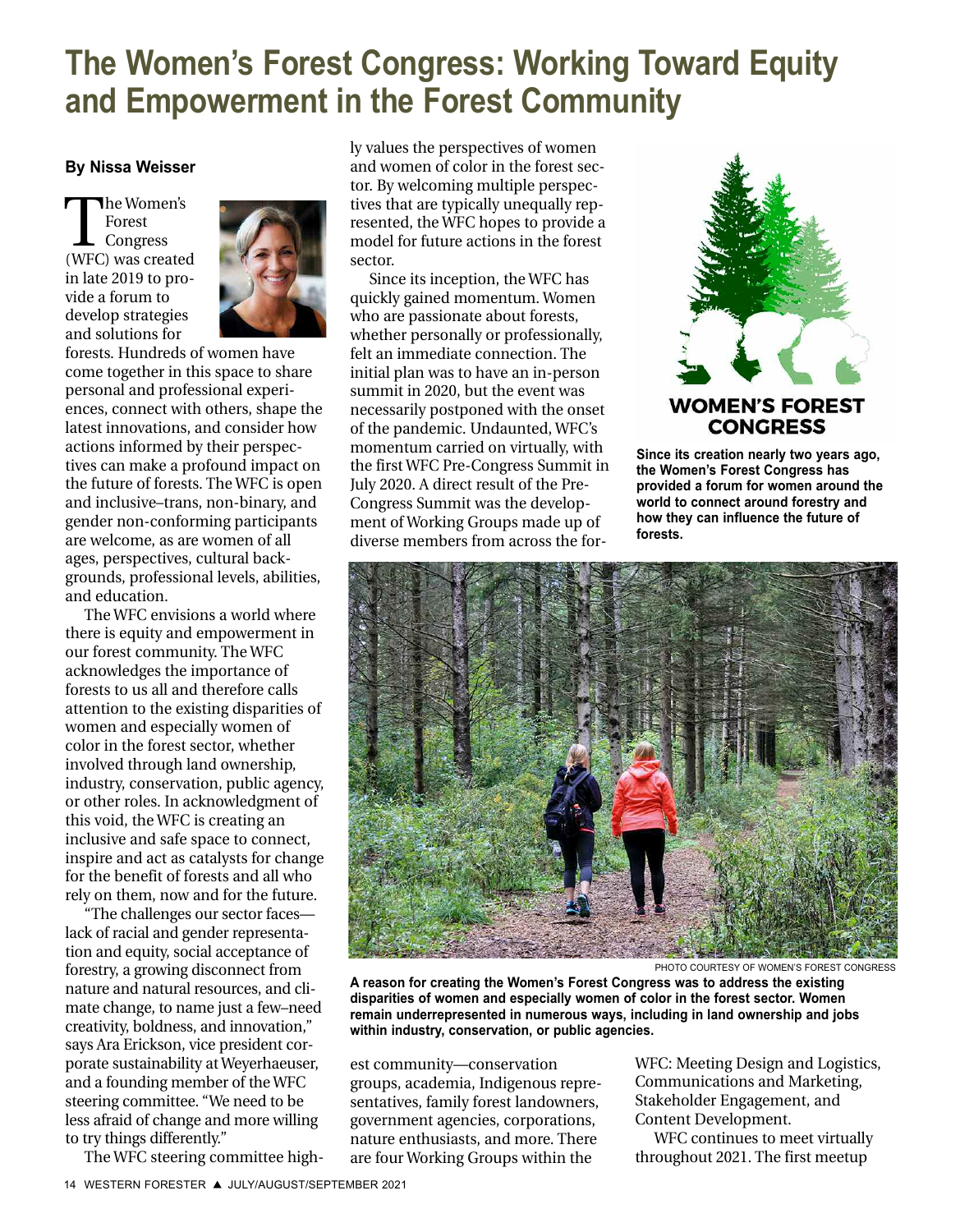# The Women's Forest Congress: Working Toward Equity and Empowerment in the Forest Community

**By Nissa Weisser**

The Women's Forest Congress (WFC) was created in late 2019 to provide a forum to develop strategies and solutions for forests. Hundreds of women have come together in this space to share personal and professional experiences, connect with others, shape the latest innovations, and consider how actions informed by their perspectives can make a profound impact on the future of forests. The WFC is open and inclusive–trans, non-binary, and gender non-conforming participants are welcome, as are women of all ages, perspectives, cultural backgrounds, professional levels, abilities, and education.

The WFC envisions a world where there is equity and empowerment in our forest community. The WFC acknowledges the importance of forests to us all and therefore calls attention to the existing disparities of women and especially women of color in the forest sector, whether involved through land ownership, industry, conservation, public agency, or other roles. In acknowledgment of this void, the WFC is creating an inclusive and safe space to connect, inspire and act as catalysts for change for the benefit of forests and all who rely on them, now and for the future.

"The challenges our sector faces—lack of racial and gender representation and equity, social acceptance of forestry, a growing disconnect from nature and natural resources, and climate change, to name just a few–need creativity, boldness, and innovation," says Ara Erickson, vice president corporate sustainability at Weyerhaeuser, and a founding member of the WFC steering committee. "We need to be less afraid of change and more willing to try things differently."

The WFC steering committee highly values the perspectives of women and women of color in the forest sector. By welcoming multiple perspectives that are typically unequally represented, the WFC hopes to provide a model for future actions in the forest sector.

Since its inception, the WFC has quickly gained momentum. Women who are passionate about forests, whether personally or professionally, felt an immediate connection. The initial plan was to have an in-person summit in 2020, but the event was necessarily postponed with the onset of the pandemic. Undaunted, WFC's momentum carried on virtually, with the first WFC Pre-Congress Summit in July 2020. A direct result of the Pre-Congress Summit was the development of Working Groups made up of diverse members from across the forest community—conservation groups, academia, Indigenous representatives, family forest landowners, government agencies, corporations, nature enthusiasts, and more. There are four Working Groups within the WFC: Meeting Design and Logistics, Communications and Marketing, Stakeholder Engagement, and Content Development.

WFC continues to meet virtually throughout 2021. The first meetup

WOMEN'S FOREST CONGRESS

Since its creation nearly two years ago, the Women's Forest Congress has provided a forum for women around the world to connect around forestry and how they can influence the future of forests.

PHOTO COURTESY OF WOMEN'S FOREST CONGRESS

A reason for creating the Women's Forest Congress was to address the existing disparities of women and especially women of color in the forest sector. Women remain underrepresented in numerous ways, including in land ownership and jobs within industry, conservation, or public agencies.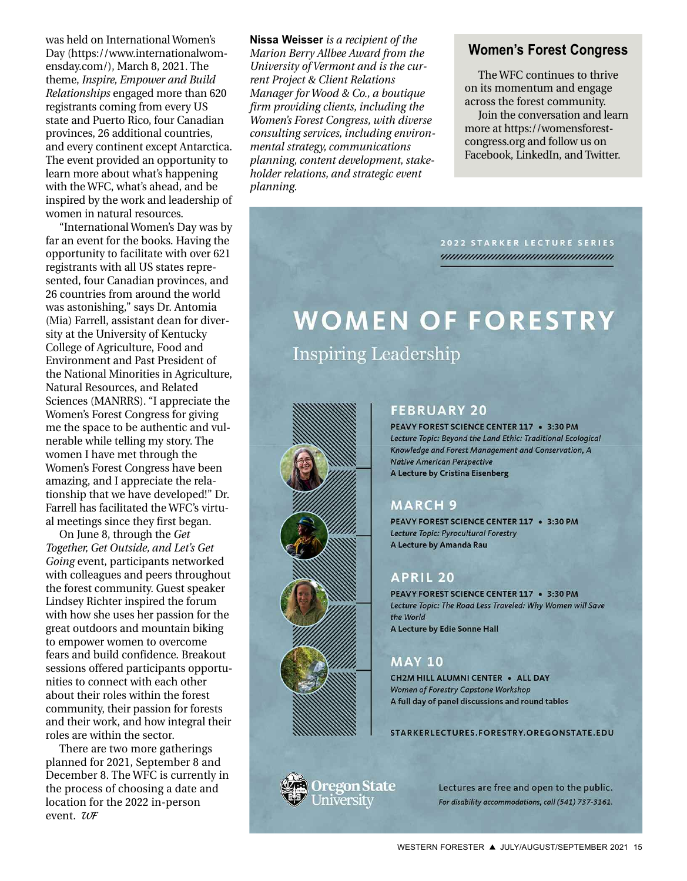was held on International Women's Day (https://www.internationalwomensday.com/), March 8, 2021. The theme, *Inspire, Empower and Build Relationships* engaged more than 620 registrants coming from every US state and Puerto Rico, four Canadian provinces, 26 additional countries, and every continent except Antarctica. The event provided an opportunity to learn more about what's happening with the WFC, what's ahead, and be inspired by the work and leadership of women in natural resources.

"International Women's Day was by far an event for the books. Having the opportunity to facilitate with over 621 registrants with all US states represented, four Canadian provinces, and 26 countries from around the world was astonishing," says Dr. Antomia (Mia) Farrell, assistant dean for diversity at the University of Kentucky College of Agriculture, Food and Environment and Past President of the National Minorities in Agriculture, Natural Resources, and Related Sciences (MANRRS). "I appreciate the Women's Forest Congress for giving me the space to be authentic and vulnerable while telling my story. The women I have met through the Women's Forest Congress have been amazing, and I appreciate the relationship that we have developed!" Dr. Farrell has facilitated the WFC's virtual meetings since they first began.

On June 8, through the *Get Together, Get Outside, and Let's Get Going* event, participants networked with colleagues and peers throughout the forest community. Guest speaker Lindsey Richter inspired the forum with how she uses her passion for the great outdoors and mountain biking to empower women to overcome fears and build confidence. Breakout sessions offered participants opportunities to connect with each other about their roles within the forest community, their passion for forests and their work, and how integral their roles are within the sector.

There are two more gatherings planned for 2021, September 8 and December 8. The WFC is currently in the process of choosing a date and location for the 2022 in-person event. *WF*

**Nissa Weisser** *is a recipient of the Marion Berry Allbee Award from the University of Vermont and is the current Project & Client Relations Manager for Wood & Co., a boutique firm providing clients, including the Women's Forest Congress, with diverse consulting services, including environmental strategy, communications planning, content development, stakeholder relations, and strategic event planning.*

## Women's Forest Congress

The WFC continues to thrive on its momentum and engage across the forest community.

Join the conversation and learn more at https://womensforestcongress.org and follow us on Facebook, LinkedIn, and Twitter.

2022 STARKER LECTURE SERIES

# WOMEN OF FORESTRY

Inspiring Leadership

**FEBRUARY 20**

PEAVY FOREST SCIENCE CENTER 117 • 3:30 PM

*Lecture Topic: Beyond the Land Ethic: Traditional Ecological Knowledge and Forest Management and Conservation, A Native American Perspective*

A Lecture by Cristina Eisenberg

**MARCH 9**

PEAVY FOREST SCIENCE CENTER 117 • 3:30 PM

*Lecture Topic: Pyrocultural Forestry*

A Lecture by Amanda Rau

**APRIL 20**

PEAVY FOREST SCIENCE CENTER 117 • 3:30 PM

*Lecture Topic: The Road Less Traveled: Why Women will Save the World*

A Lecture by Edie Sonne Hall

**MAY 10**

CH2M HILL ALUMNI CENTER • ALL DAY

*Women of Forestry Capstone Workshop*

A full day of panel discussions and round tables

STARKERLECTURES.FORESTRY.OREGONSTATE.EDU

Oregon State University

Lectures are free and open to the public.

*For disability accommodations, call (541) 737-3161.*